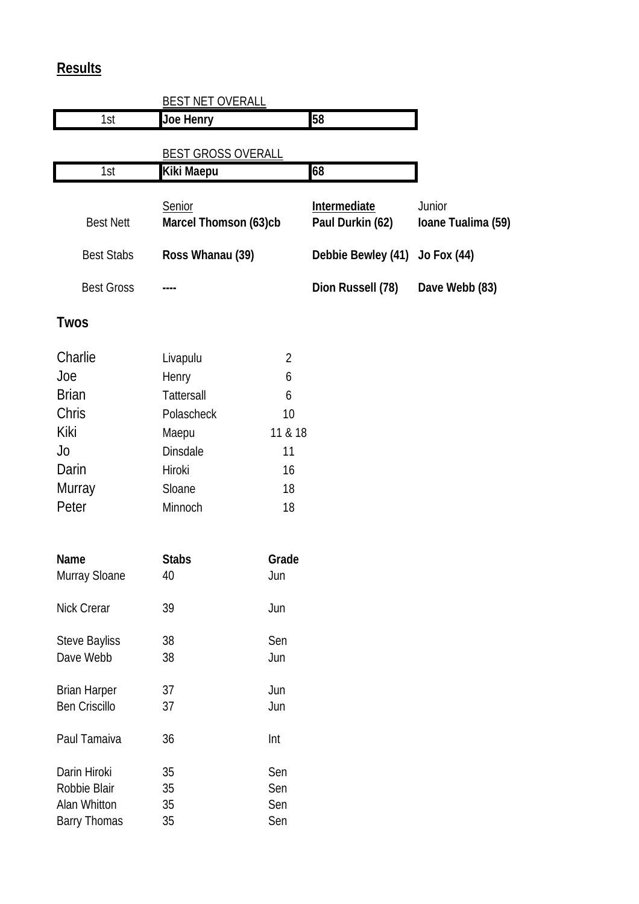## Results

| | BEST NET OVERALL | |
|---|---|---|
| 1st | **Joe Henry** | **58** |

| | BEST GROSS OVERALL | |
|---|---|---|
| 1st | **Kiki Maepu** | **68** |

| | Senior | **Intermediate** | Junior |
|---|---|---|---|
| Best Nett | **Marcel Thomson (63)cb** | **Paul Durkin (62)** | **Ioane Tualima (59)** |
| Best Stabs | **Ross Whanau (39)** | **Debbie Bewley (41)** | **Jo Fox (44)** |
| Best Gross | **----** | **Dion Russell (78)** | **Dave Webb (83)** |

## Twos

| | | |
|---|---|---|
| Charlie | Livapulu | 2 |
| Joe | Henry | 6 |
| Brian | Tattersall | 6 |
| Chris | Polascheck | 10 |
| Kiki | Maepu | 11 & 18 |
| Jo | Dinsdale | 11 |
| Darin | Hiroki | 16 |
| Murray | Sloane | 18 |
| Peter | Minnoch | 18 |

| **Name** | **Stabs** | **Grade** |
|---|---|---|
| Murray Sloane | 40 | Jun |
| Nick Crerar | 39 | Jun |
| Steve Bayliss | 38 | Sen |
| Dave Webb | 38 | Jun |
| Brian Harper | 37 | Jun |
| Ben Criscillo | 37 | Jun |
| Paul Tamaiva | 36 | Int |
| Darin Hiroki | 35 | Sen |
| Robbie Blair | 35 | Sen |
| Alan Whitton | 35 | Sen |
| Barry Thomas | 35 | Sen |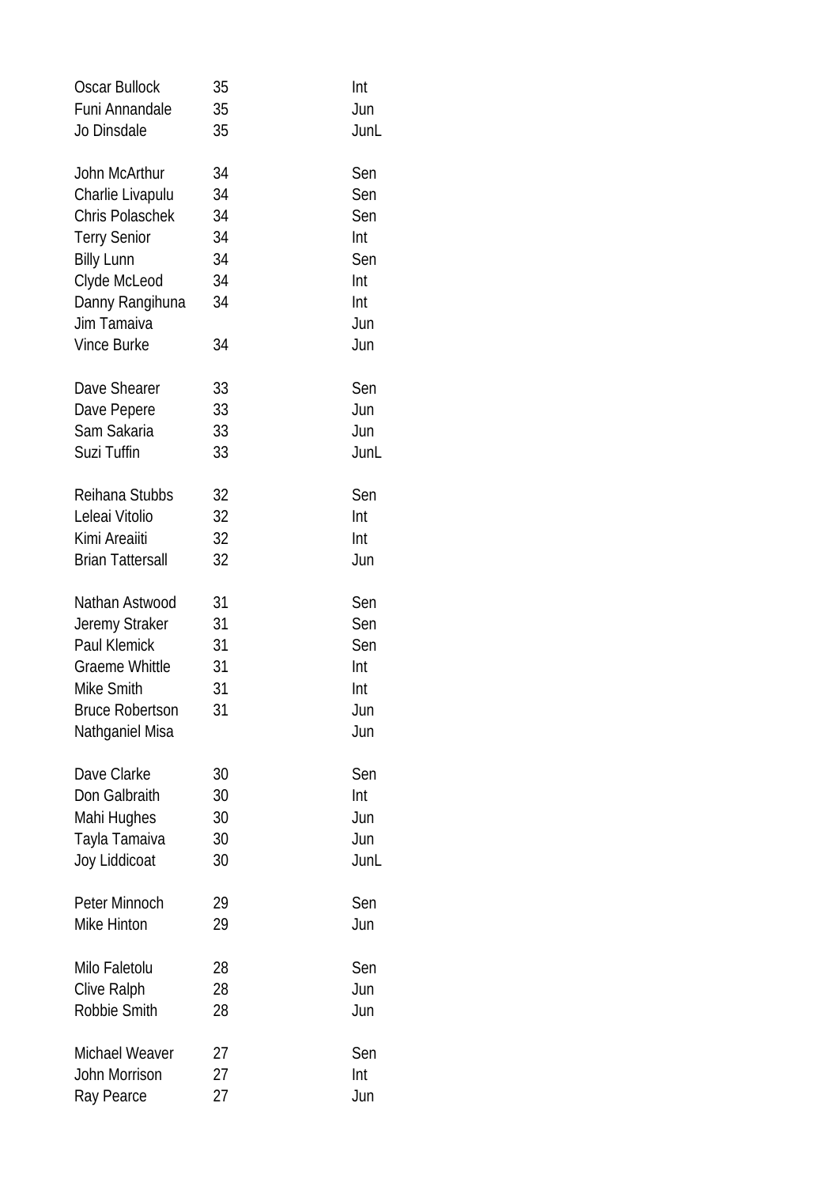| | | |
|---|---|---|
| Oscar Bullock | 35 | Int |
| Funi Annandale | 35 | Jun |
| Jo Dinsdale | 35 | JunL |
| | | |
| John McArthur | 34 | Sen |
| Charlie Livapulu | 34 | Sen |
| Chris Polaschek | 34 | Sen |
| Terry Senior | 34 | Int |
| Billy Lunn | 34 | Sen |
| Clyde McLeod | 34 | Int |
| Danny Rangihuna | 34 | Int |
| Jim Tamaiva | | Jun |
| Vince Burke | 34 | Jun |
| | | |
| Dave Shearer | 33 | Sen |
| Dave Pepere | 33 | Jun |
| Sam Sakaria | 33 | Jun |
| Suzi Tuffin | 33 | JunL |
| | | |
| Reihana Stubbs | 32 | Sen |
| Leleai Vitolio | 32 | Int |
| Kimi Areaiiti | 32 | Int |
| Brian Tattersall | 32 | Jun |
| | | |
| Nathan Astwood | 31 | Sen |
| Jeremy Straker | 31 | Sen |
| Paul Klemick | 31 | Sen |
| Graeme Whittle | 31 | Int |
| Mike Smith | 31 | Int |
| Bruce Robertson | 31 | Jun |
| Nathganiel Misa | | Jun |
| | | |
| Dave Clarke | 30 | Sen |
| Don Galbraith | 30 | Int |
| Mahi Hughes | 30 | Jun |
| Tayla Tamaiva | 30 | Jun |
| Joy Liddicoat | 30 | JunL |
| | | |
| Peter Minnoch | 29 | Sen |
| Mike Hinton | 29 | Jun |
| | | |
| Milo Faletolu | 28 | Sen |
| Clive Ralph | 28 | Jun |
| Robbie Smith | 28 | Jun |
| | | |
| Michael Weaver | 27 | Sen |
| John Morrison | 27 | Int |
| Ray Pearce | 27 | Jun |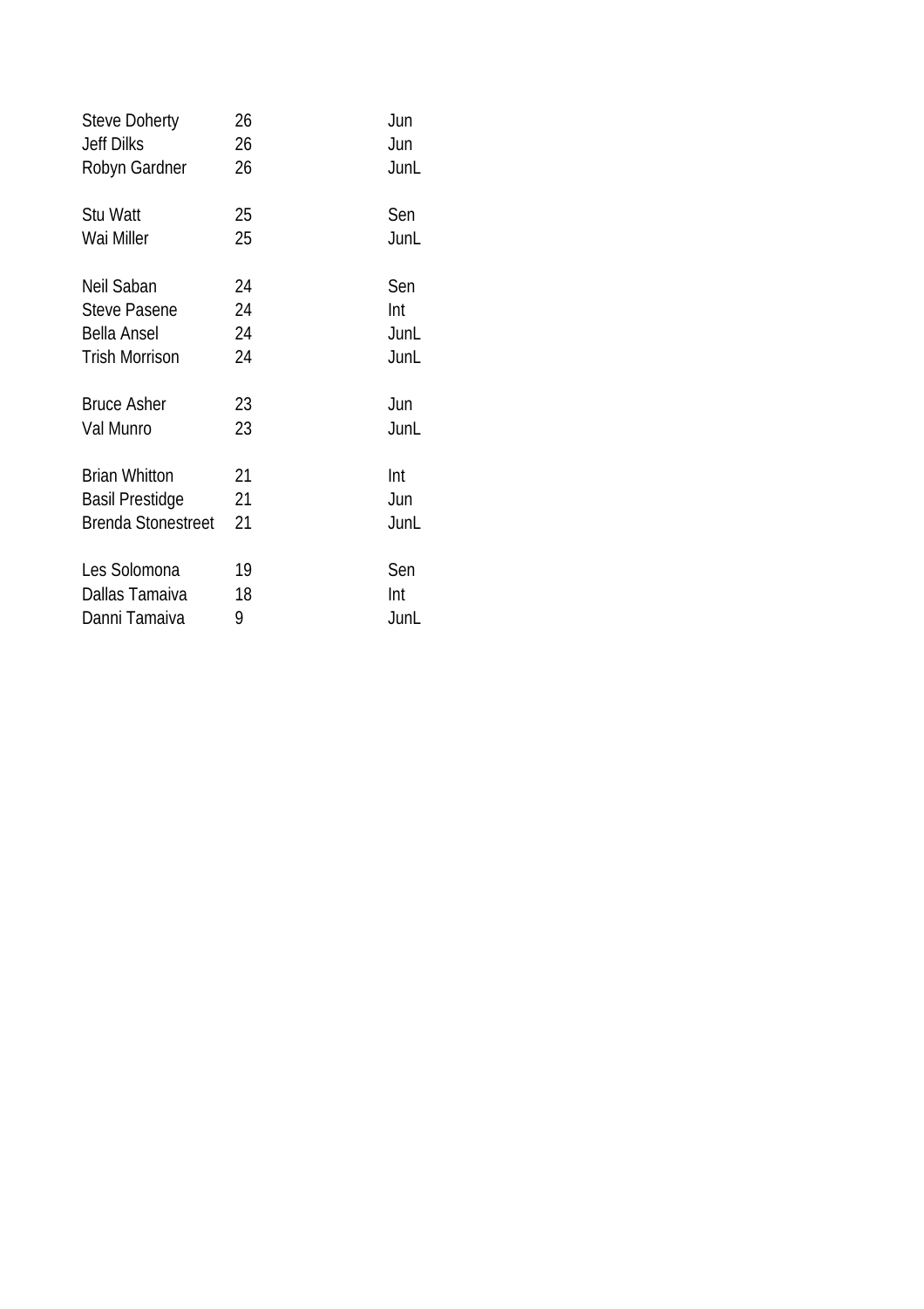| | | |
|---|---|---|
| Steve Doherty | 26 | Jun |
| Jeff Dilks | 26 | Jun |
| Robyn Gardner | 26 | JunL |
| | | |
| Stu Watt | 25 | Sen |
| Wai Miller | 25 | JunL |
| | | |
| Neil Saban | 24 | Sen |
| Steve Pasene | 24 | Int |
| Bella Ansel | 24 | JunL |
| Trish Morrison | 24 | JunL |
| | | |
| Bruce Asher | 23 | Jun |
| Val Munro | 23 | JunL |
| | | |
| Brian Whitton | 21 | Int |
| Basil Prestidge | 21 | Jun |
| Brenda Stonestreet | 21 | JunL |
| | | |
| Les Solomona | 19 | Sen |
| Dallas Tamaiva | 18 | Int |
| Danni Tamaiva | 9 | JunL |